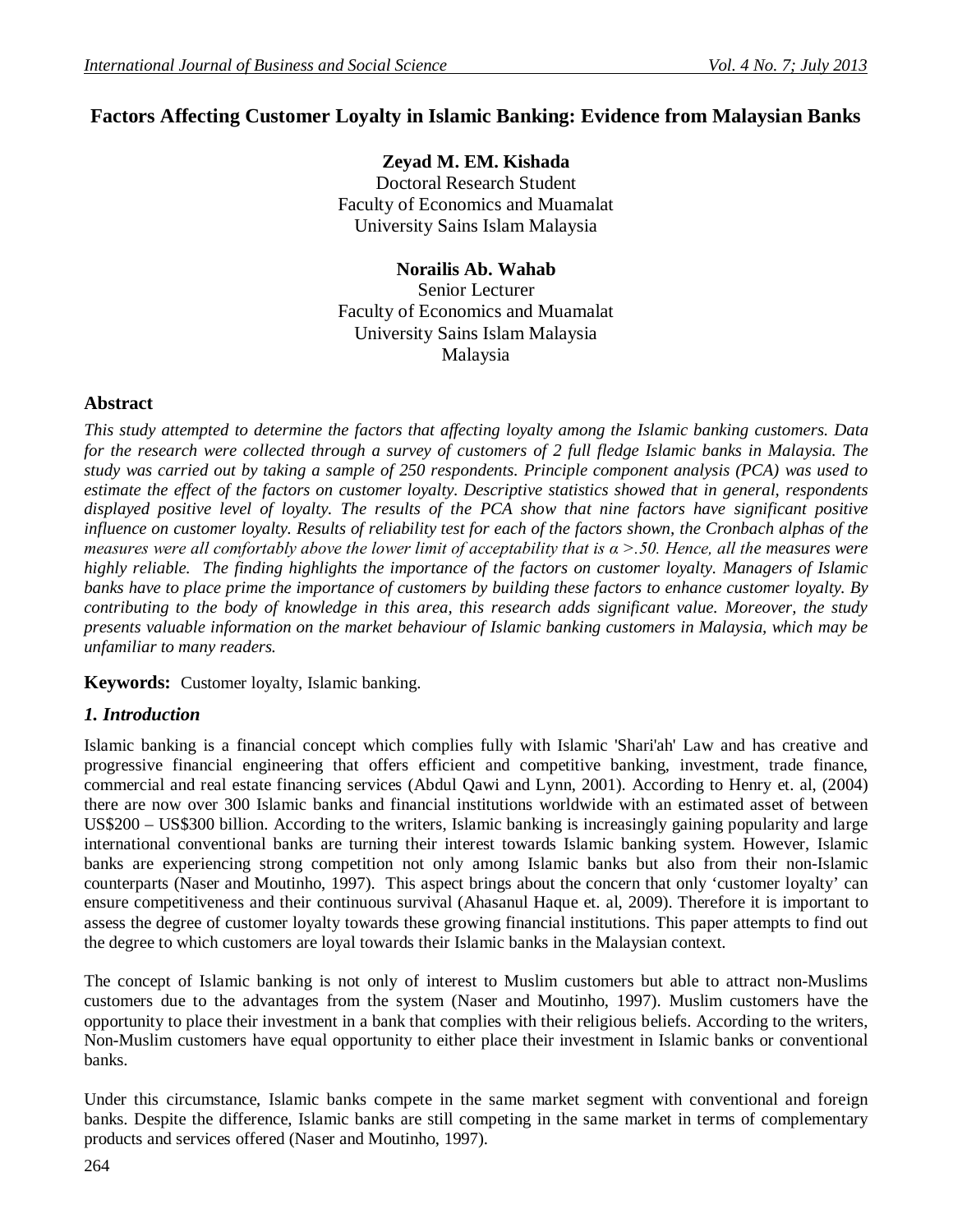# Factors Affecting Customer Loyalty in Islamic Banking: Evidence from Malaysian Banks

**Zeyad M. EM. Kishada**
Doctoral Research Student
Faculty of Economics and Muamalat
University Sains Islam Malaysia

**Norailis Ab. Wahab**
Senior Lecturer
Faculty of Economics and Muamalat
University Sains Islam Malaysia
Malaysia

## Abstract

*This study attempted to determine the factors that affecting loyalty among the Islamic banking customers. Data for the research were collected through a survey of customers of 2 full fledge Islamic banks in Malaysia. The study was carried out by taking a sample of 250 respondents. Principle component analysis (PCA) was used to estimate the effect of the factors on customer loyalty. Descriptive statistics showed that in general, respondents displayed positive level of loyalty. The results of the PCA show that nine factors have significant positive influence on customer loyalty. Results of reliability test for each of the factors shown, the Cronbach alphas of the measures were all comfortably above the lower limit of acceptability that is α >.50. Hence, all the measures were highly reliable. The finding highlights the importance of the factors on customer loyalty. Managers of Islamic banks have to place prime the importance of customers by building these factors to enhance customer loyalty. By contributing to the body of knowledge in this area, this research adds significant value. Moreover, the study presents valuable information on the market behaviour of Islamic banking customers in Malaysia, which may be unfamiliar to many readers.*

**Keywords:** Customer loyalty, Islamic banking.

## *1. Introduction*

Islamic banking is a financial concept which complies fully with Islamic 'Shari'ah' Law and has creative and progressive financial engineering that offers efficient and competitive banking, investment, trade finance, commercial and real estate financing services (Abdul Qawi and Lynn, 2001). According to Henry et. al, (2004) there are now over 300 Islamic banks and financial institutions worldwide with an estimated asset of between US$200 – US$300 billion. According to the writers, Islamic banking is increasingly gaining popularity and large international conventional banks are turning their interest towards Islamic banking system. However, Islamic banks are experiencing strong competition not only among Islamic banks but also from their non-Islamic counterparts (Naser and Moutinho, 1997). This aspect brings about the concern that only 'customer loyalty' can ensure competitiveness and their continuous survival (Ahasanul Haque et. al, 2009). Therefore it is important to assess the degree of customer loyalty towards these growing financial institutions. This paper attempts to find out the degree to which customers are loyal towards their Islamic banks in the Malaysian context.

The concept of Islamic banking is not only of interest to Muslim customers but able to attract non-Muslims customers due to the advantages from the system (Naser and Moutinho, 1997). Muslim customers have the opportunity to place their investment in a bank that complies with their religious beliefs. According to the writers, Non-Muslim customers have equal opportunity to either place their investment in Islamic banks or conventional banks.

Under this circumstance, Islamic banks compete in the same market segment with conventional and foreign banks. Despite the difference, Islamic banks are still competing in the same market in terms of complementary products and services offered (Naser and Moutinho, 1997).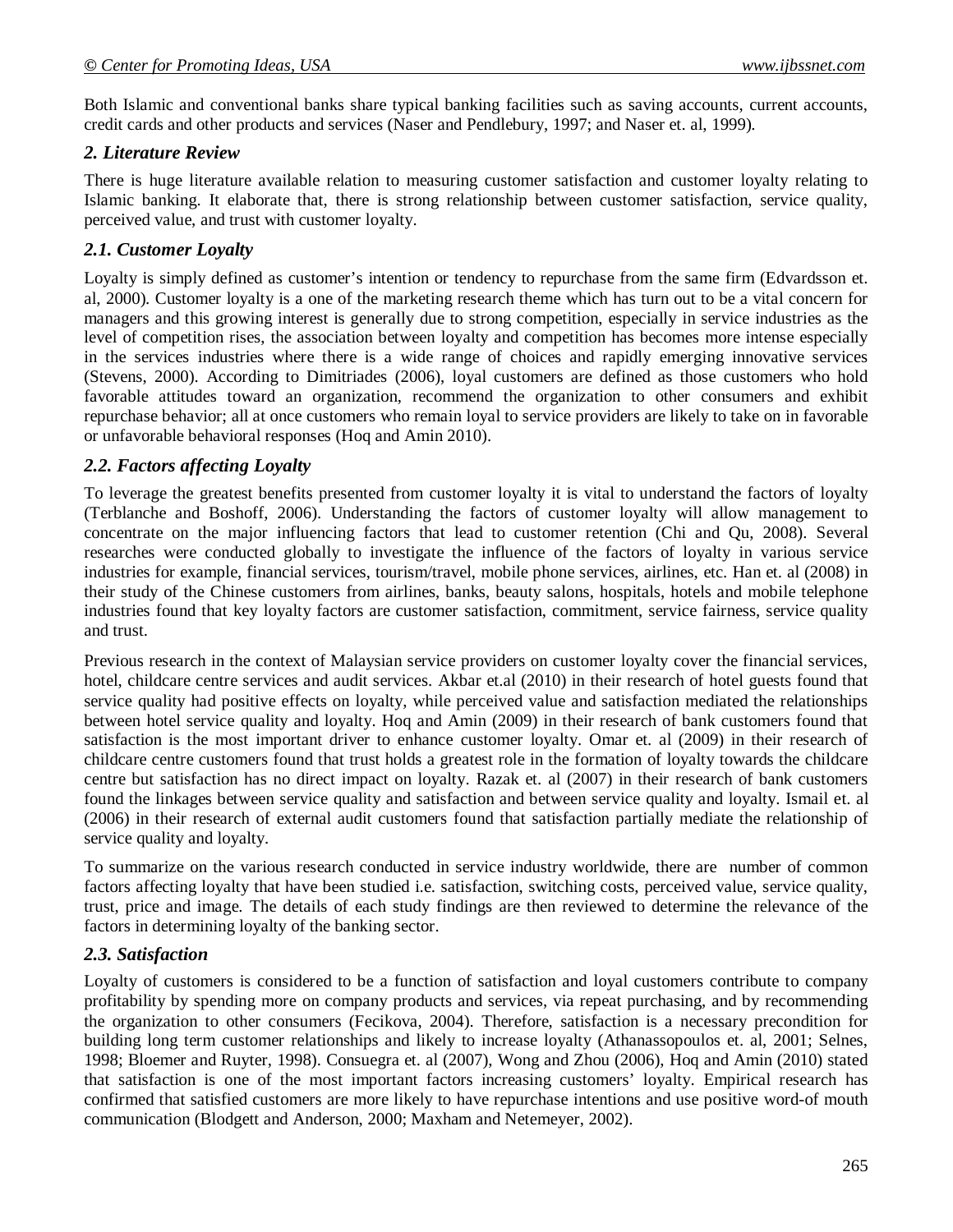Both Islamic and conventional banks share typical banking facilities such as saving accounts, current accounts, credit cards and other products and services (Naser and Pendlebury, 1997; and Naser et. al, 1999).

## *2. Literature Review*

There is huge literature available relation to measuring customer satisfaction and customer loyalty relating to Islamic banking. It elaborate that, there is strong relationship between customer satisfaction, service quality, perceived value, and trust with customer loyalty.

### *2.1. Customer Loyalty*

Loyalty is simply defined as customer's intention or tendency to repurchase from the same firm (Edvardsson et. al, 2000). Customer loyalty is a one of the marketing research theme which has turn out to be a vital concern for managers and this growing interest is generally due to strong competition, especially in service industries as the level of competition rises, the association between loyalty and competition has becomes more intense especially in the services industries where there is a wide range of choices and rapidly emerging innovative services (Stevens, 2000). According to Dimitriades (2006), loyal customers are defined as those customers who hold favorable attitudes toward an organization, recommend the organization to other consumers and exhibit repurchase behavior; all at once customers who remain loyal to service providers are likely to take on in favorable or unfavorable behavioral responses (Hoq and Amin 2010).

### *2.2. Factors affecting Loyalty*

To leverage the greatest benefits presented from customer loyalty it is vital to understand the factors of loyalty (Terblanche and Boshoff, 2006). Understanding the factors of customer loyalty will allow management to concentrate on the major influencing factors that lead to customer retention (Chi and Qu, 2008). Several researches were conducted globally to investigate the influence of the factors of loyalty in various service industries for example, financial services, tourism/travel, mobile phone services, airlines, etc. Han et. al (2008) in their study of the Chinese customers from airlines, banks, beauty salons, hospitals, hotels and mobile telephone industries found that key loyalty factors are customer satisfaction, commitment, service fairness, service quality and trust.

Previous research in the context of Malaysian service providers on customer loyalty cover the financial services, hotel, childcare centre services and audit services. Akbar et.al (2010) in their research of hotel guests found that service quality had positive effects on loyalty, while perceived value and satisfaction mediated the relationships between hotel service quality and loyalty. Hoq and Amin (2009) in their research of bank customers found that satisfaction is the most important driver to enhance customer loyalty. Omar et. al (2009) in their research of childcare centre customers found that trust holds a greatest role in the formation of loyalty towards the childcare centre but satisfaction has no direct impact on loyalty. Razak et. al (2007) in their research of bank customers found the linkages between service quality and satisfaction and between service quality and loyalty. Ismail et. al (2006) in their research of external audit customers found that satisfaction partially mediate the relationship of service quality and loyalty.

To summarize on the various research conducted in service industry worldwide, there are number of common factors affecting loyalty that have been studied i.e. satisfaction, switching costs, perceived value, service quality, trust, price and image. The details of each study findings are then reviewed to determine the relevance of the factors in determining loyalty of the banking sector.

### *2.3. Satisfaction*

Loyalty of customers is considered to be a function of satisfaction and loyal customers contribute to company profitability by spending more on company products and services, via repeat purchasing, and by recommending the organization to other consumers (Fecikova, 2004). Therefore, satisfaction is a necessary precondition for building long term customer relationships and likely to increase loyalty (Athanassopoulos et. al, 2001; Selnes, 1998; Bloemer and Ruyter, 1998). Consuegra et. al (2007), Wong and Zhou (2006), Hoq and Amin (2010) stated that satisfaction is one of the most important factors increasing customers' loyalty. Empirical research has confirmed that satisfied customers are more likely to have repurchase intentions and use positive word-of mouth communication (Blodgett and Anderson, 2000; Maxham and Netemeyer, 2002).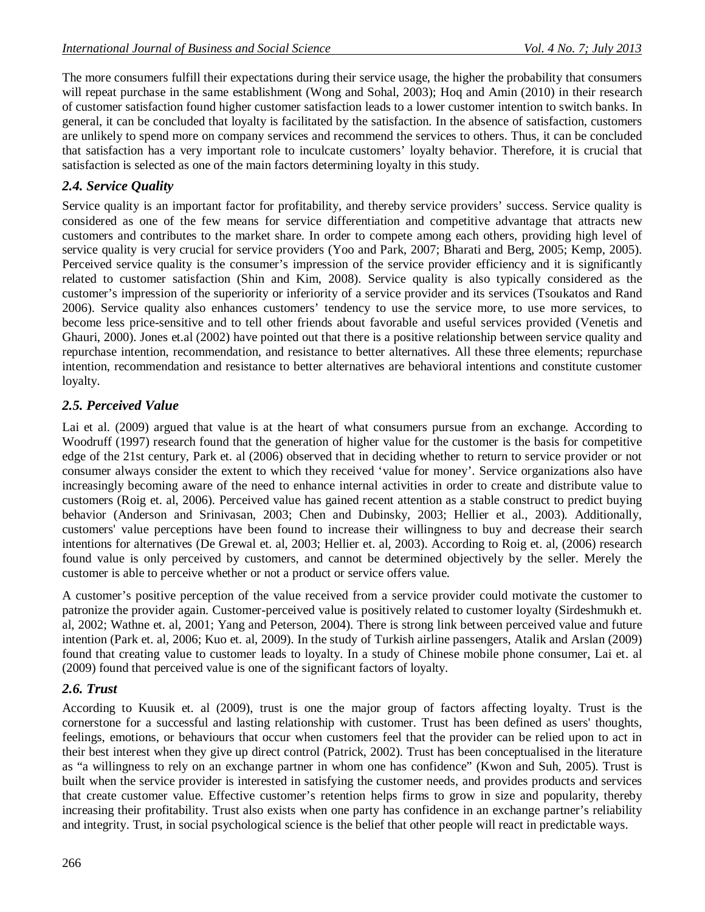The more consumers fulfill their expectations during their service usage, the higher the probability that consumers will repeat purchase in the same establishment (Wong and Sohal, 2003); Hoq and Amin (2010) in their research of customer satisfaction found higher customer satisfaction leads to a lower customer intention to switch banks. In general, it can be concluded that loyalty is facilitated by the satisfaction. In the absence of satisfaction, customers are unlikely to spend more on company services and recommend the services to others. Thus, it can be concluded that satisfaction has a very important role to inculcate customers' loyalty behavior. Therefore, it is crucial that satisfaction is selected as one of the main factors determining loyalty in this study.

### *2.4. Service Quality*

Service quality is an important factor for profitability, and thereby service providers' success. Service quality is considered as one of the few means for service differentiation and competitive advantage that attracts new customers and contributes to the market share. In order to compete among each others, providing high level of service quality is very crucial for service providers (Yoo and Park, 2007; Bharati and Berg, 2005; Kemp, 2005). Perceived service quality is the consumer's impression of the service provider efficiency and it is significantly related to customer satisfaction (Shin and Kim, 2008). Service quality is also typically considered as the customer's impression of the superiority or inferiority of a service provider and its services (Tsoukatos and Rand 2006). Service quality also enhances customers' tendency to use the service more, to use more services, to become less price-sensitive and to tell other friends about favorable and useful services provided (Venetis and Ghauri, 2000). Jones et.al (2002) have pointed out that there is a positive relationship between service quality and repurchase intention, recommendation, and resistance to better alternatives. All these three elements; repurchase intention, recommendation and resistance to better alternatives are behavioral intentions and constitute customer loyalty.

### *2.5. Perceived Value*

Lai et al. (2009) argued that value is at the heart of what consumers pursue from an exchange. According to Woodruff (1997) research found that the generation of higher value for the customer is the basis for competitive edge of the 21st century, Park et. al (2006) observed that in deciding whether to return to service provider or not consumer always consider the extent to which they received 'value for money'. Service organizations also have increasingly becoming aware of the need to enhance internal activities in order to create and distribute value to customers (Roig et. al, 2006). Perceived value has gained recent attention as a stable construct to predict buying behavior (Anderson and Srinivasan, 2003; Chen and Dubinsky, 2003; Hellier et al., 2003). Additionally, customers' value perceptions have been found to increase their willingness to buy and decrease their search intentions for alternatives (De Grewal et. al, 2003; Hellier et. al, 2003). According to Roig et. al, (2006) research found value is only perceived by customers, and cannot be determined objectively by the seller. Merely the customer is able to perceive whether or not a product or service offers value.

A customer's positive perception of the value received from a service provider could motivate the customer to patronize the provider again. Customer-perceived value is positively related to customer loyalty (Sirdeshmukh et. al, 2002; Wathne et. al, 2001; Yang and Peterson, 2004). There is strong link between perceived value and future intention (Park et. al, 2006; Kuo et. al, 2009). In the study of Turkish airline passengers, Atalik and Arslan (2009) found that creating value to customer leads to loyalty. In a study of Chinese mobile phone consumer, Lai et. al (2009) found that perceived value is one of the significant factors of loyalty.

### *2.6. Trust*

According to Kuusik et. al (2009), trust is one the major group of factors affecting loyalty. Trust is the cornerstone for a successful and lasting relationship with customer. Trust has been defined as users' thoughts, feelings, emotions, or behaviours that occur when customers feel that the provider can be relied upon to act in their best interest when they give up direct control (Patrick, 2002). Trust has been conceptualised in the literature as "a willingness to rely on an exchange partner in whom one has confidence" (Kwon and Suh, 2005). Trust is built when the service provider is interested in satisfying the customer needs, and provides products and services that create customer value. Effective customer's retention helps firms to grow in size and popularity, thereby increasing their profitability. Trust also exists when one party has confidence in an exchange partner's reliability and integrity. Trust, in social psychological science is the belief that other people will react in predictable ways.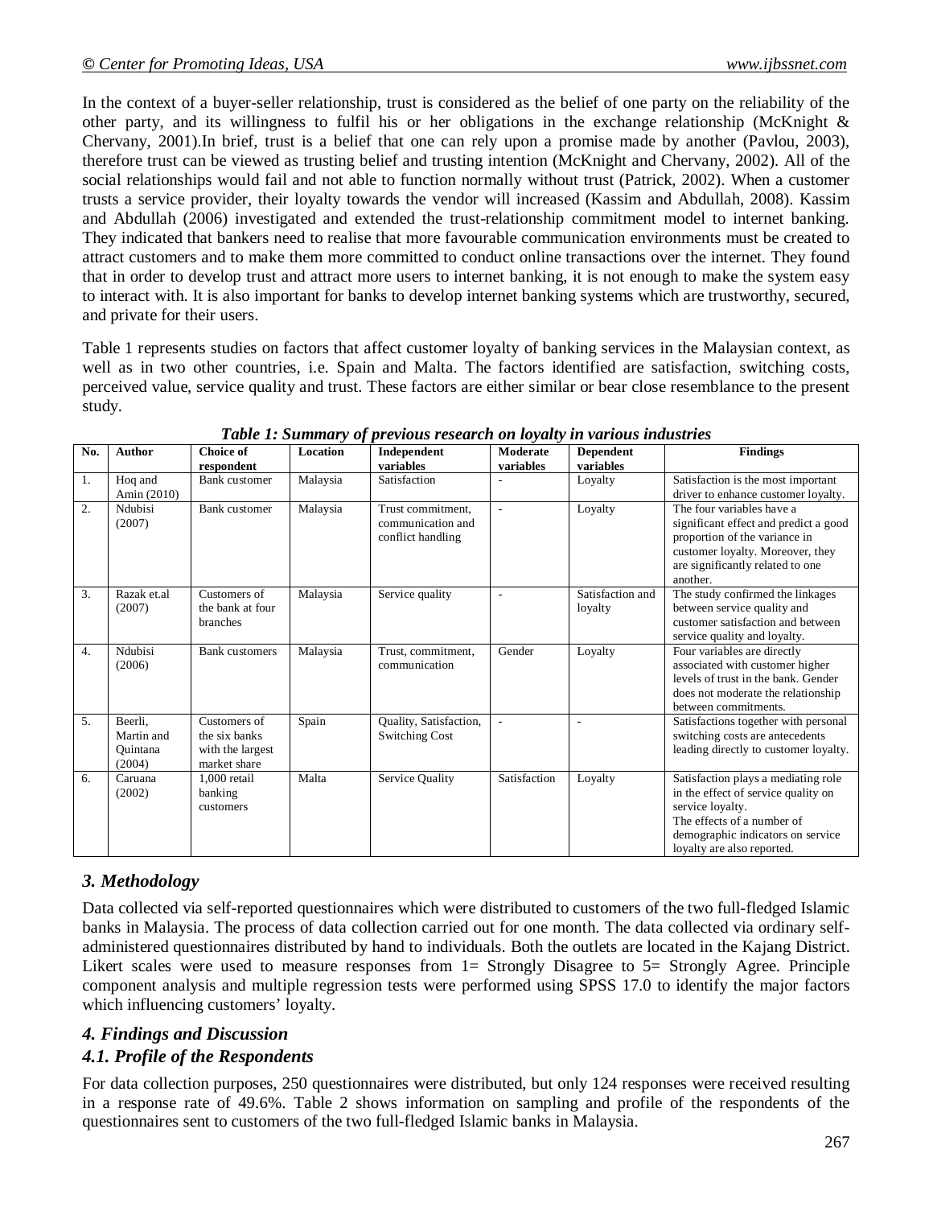In the context of a buyer-seller relationship, trust is considered as the belief of one party on the reliability of the other party, and its willingness to fulfil his or her obligations in the exchange relationship (McKnight & Chervany, 2001).In brief, trust is a belief that one can rely upon a promise made by another (Pavlou, 2003), therefore trust can be viewed as trusting belief and trusting intention (McKnight and Chervany, 2002). All of the social relationships would fail and not able to function normally without trust (Patrick, 2002). When a customer trusts a service provider, their loyalty towards the vendor will increased (Kassim and Abdullah, 2008). Kassim and Abdullah (2006) investigated and extended the trust-relationship commitment model to internet banking. They indicated that bankers need to realise that more favourable communication environments must be created to attract customers and to make them more committed to conduct online transactions over the internet. They found that in order to develop trust and attract more users to internet banking, it is not enough to make the system easy to interact with. It is also important for banks to develop internet banking systems which are trustworthy, secured, and private for their users.

Table 1 represents studies on factors that affect customer loyalty of banking services in the Malaysian context, as well as in two other countries, i.e. Spain and Malta. The factors identified are satisfaction, switching costs, perceived value, service quality and trust. These factors are either similar or bear close resemblance to the present study.

***Table 1: Summary of previous research on loyalty in various industries***

| No. | Author | Choice of respondent | Location | Independent variables | Moderate variables | Dependent variables | Findings |
|---|---|---|---|---|---|---|---|
| 1. | Hoq and Amin (2010) | Bank customer | Malaysia | Satisfaction | - | Loyalty | Satisfaction is the most important driver to enhance customer loyalty. |
| 2. | Ndubisi (2007) | Bank customer | Malaysia | Trust commitment, communication and conflict handling | - | Loyalty | The four variables have a significant effect and predict a good proportion of the variance in customer loyalty. Moreover, they are significantly related to one another. |
| 3. | Razak et.al (2007) | Customers of the bank at four branches | Malaysia | Service quality | - | Satisfaction and loyalty | The study confirmed the linkages between service quality and customer satisfaction and between service quality and loyalty. |
| 4. | Ndubisi (2006) | Bank customers | Malaysia | Trust, commitment, communication | Gender | Loyalty | Four variables are directly associated with customer higher levels of trust in the bank. Gender does not moderate the relationship between commitments. |
| 5. | Beerli, Martin and Quintana (2004) | Customers of the six banks with the largest market share | Spain | Quality, Satisfaction, Switching Cost | - | - | Satisfactions together with personal switching costs are antecedents leading directly to customer loyalty. |
| 6. | Caruana (2002) | 1,000 retail banking customers | Malta | Service Quality | Satisfaction | Loyalty | Satisfaction plays a mediating role in the effect of service quality on service loyalty. The effects of a number of demographic indicators on service loyalty are also reported. |

## *3. Methodology*

Data collected via self-reported questionnaires which were distributed to customers of the two full-fledged Islamic banks in Malaysia. The process of data collection carried out for one month. The data collected via ordinary self-administered questionnaires distributed by hand to individuals. Both the outlets are located in the Kajang District. Likert scales were used to measure responses from 1= Strongly Disagree to 5= Strongly Agree. Principle component analysis and multiple regression tests were performed using SPSS 17.0 to identify the major factors which influencing customers' loyalty.

## *4. Findings and Discussion*

### *4.1. Profile of the Respondents*

For data collection purposes, 250 questionnaires were distributed, but only 124 responses were received resulting in a response rate of 49.6%. Table 2 shows information on sampling and profile of the respondents of the questionnaires sent to customers of the two full-fledged Islamic banks in Malaysia.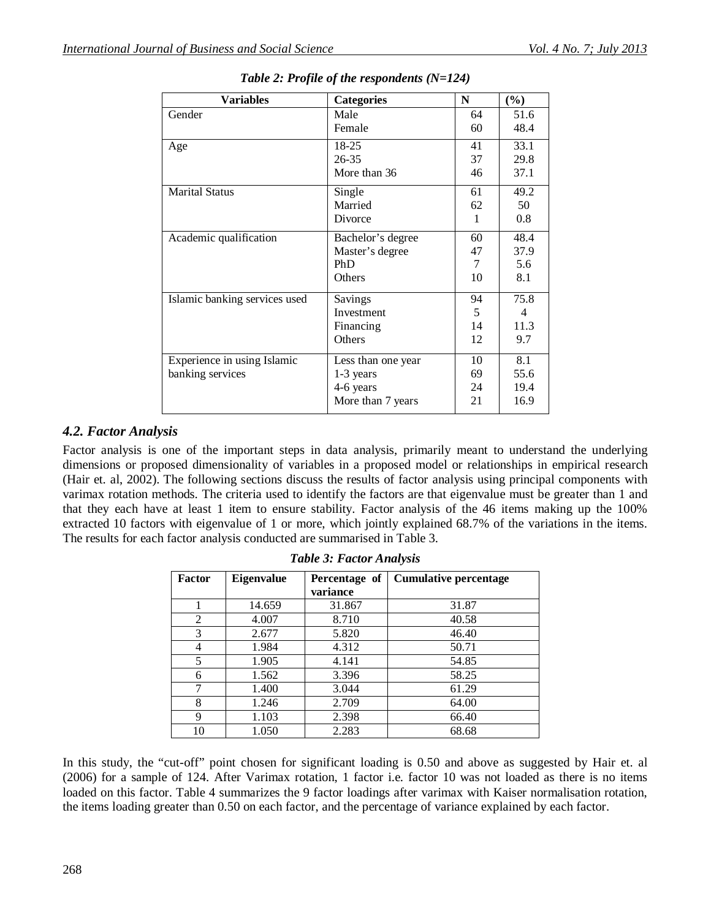*Table 2: Profile of the respondents (N=124)*

| Variables | Categories | N | (%) |
|---|---|---|---|
| Gender | Male | 64 | 51.6 |
| | Female | 60 | 48.4 |
| Age | 18-25 | 41 | 33.1 |
| | 26-35 | 37 | 29.8 |
| | More than 36 | 46 | 37.1 |
| Marital Status | Single | 61 | 49.2 |
| | Married | 62 | 50 |
| | Divorce | 1 | 0.8 |
| Academic qualification | Bachelor's degree | 60 | 48.4 |
| | Master's degree | 47 | 37.9 |
| | PhD | 7 | 5.6 |
| | Others | 10 | 8.1 |
| Islamic banking services used | Savings | 94 | 75.8 |
| | Investment | 5 | 4 |
| | Financing | 14 | 11.3 |
| | Others | 12 | 9.7 |
| Experience in using Islamic banking services | Less than one year | 10 | 8.1 |
| | 1-3 years | 69 | 55.6 |
| | 4-6 years | 24 | 19.4 |
| | More than 7 years | 21 | 16.9 |

### *4.2. Factor Analysis*

Factor analysis is one of the important steps in data analysis, primarily meant to understand the underlying dimensions or proposed dimensionality of variables in a proposed model or relationships in empirical research (Hair et. al, 2002). The following sections discuss the results of factor analysis using principal components with varimax rotation methods. The criteria used to identify the factors are that eigenvalue must be greater than 1 and that they each have at least 1 item to ensure stability. Factor analysis of the 46 items making up the 100% extracted 10 factors with eigenvalue of 1 or more, which jointly explained 68.7% of the variations in the items. The results for each factor analysis conducted are summarised in Table 3.

*Table 3: Factor Analysis*

| Factor | Eigenvalue | Percentage of variance | Cumulative percentage |
|---|---|---|---|
| 1 | 14.659 | 31.867 | 31.87 |
| 2 | 4.007 | 8.710 | 40.58 |
| 3 | 2.677 | 5.820 | 46.40 |
| 4 | 1.984 | 4.312 | 50.71 |
| 5 | 1.905 | 4.141 | 54.85 |
| 6 | 1.562 | 3.396 | 58.25 |
| 7 | 1.400 | 3.044 | 61.29 |
| 8 | 1.246 | 2.709 | 64.00 |
| 9 | 1.103 | 2.398 | 66.40 |
| 10 | 1.050 | 2.283 | 68.68 |

In this study, the "cut-off" point chosen for significant loading is 0.50 and above as suggested by Hair et. al (2006) for a sample of 124. After Varimax rotation, 1 factor i.e. factor 10 was not loaded as there is no items loaded on this factor. Table 4 summarizes the 9 factor loadings after varimax with Kaiser normalisation rotation, the items loading greater than 0.50 on each factor, and the percentage of variance explained by each factor.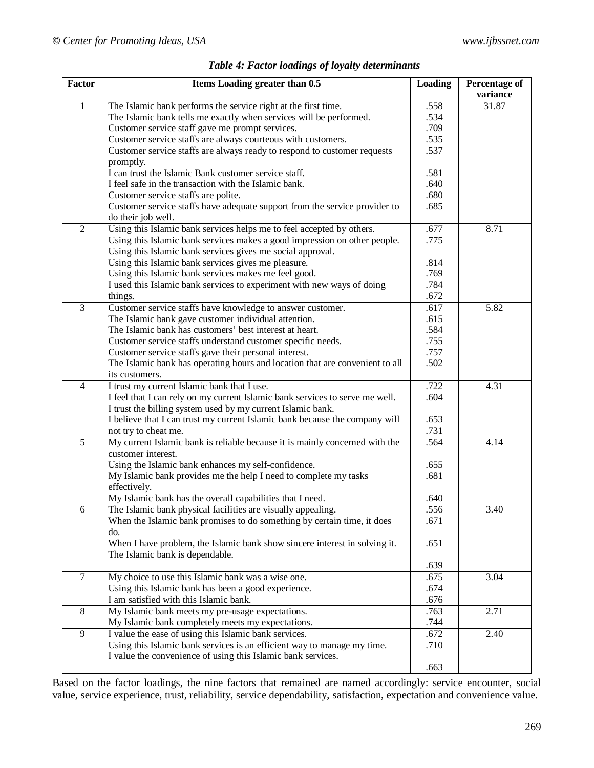*Table 4: Factor loadings of loyalty determinants*

| Factor | Items Loading greater than 0.5 | Loading | Percentage of variance |
|---|---|---|---|
| 1 | The Islamic bank performs the service right at the first time. | .558 | 31.87 |
| | The Islamic bank tells me exactly when services will be performed. | .534 | |
| | Customer service staff gave me prompt services. | .709 | |
| | Customer service staffs are always courteous with customers. | .535 | |
| | Customer service staffs are always ready to respond to customer requests promptly. | .537 | |
| | I can trust the Islamic Bank customer service staff. | .581 | |
| | I feel safe in the transaction with the Islamic bank. | .640 | |
| | Customer service staffs are polite. | .680 | |
| | Customer service staffs have adequate support from the service provider to do their job well. | .685 | |
| 2 | Using this Islamic bank services helps me to feel accepted by others. | .677 | 8.71 |
| | Using this Islamic bank services makes a good impression on other people. | .775 | |
| | Using this Islamic bank services gives me social approval. | | |
| | Using this Islamic bank services gives me pleasure. | .814 | |
| | Using this Islamic bank services makes me feel good. | .769 | |
| | I used this Islamic bank services to experiment with new ways of doing | .784 | |
| | things. | .672 | |
| 3 | Customer service staffs have knowledge to answer customer. | .617 | 5.82 |
| | The Islamic bank gave customer individual attention. | .615 | |
| | The Islamic bank has customers' best interest at heart. | .584 | |
| | Customer service staffs understand customer specific needs. | .755 | |
| | Customer service staffs gave their personal interest. | .757 | |
| | The Islamic bank has operating hours and location that are convenient to all its customers. | .502 | |
| 4 | I trust my current Islamic bank that I use. | .722 | 4.31 |
| | I feel that I can rely on my current Islamic bank services to serve me well. | .604 | |
| | I trust the billing system used by my current Islamic bank. | | |
| | I believe that I can trust my current Islamic bank because the company will | .653 | |
| | not try to cheat me. | .731 | |
| 5 | My current Islamic bank is reliable because it is mainly concerned with the customer interest. | .564 | 4.14 |
| | Using the Islamic bank enhances my self-confidence. | .655 | |
| | My Islamic bank provides me the help I need to complete my tasks effectively. | .681 | |
| | My Islamic bank has the overall capabilities that I need. | .640 | |
| 6 | The Islamic bank physical facilities are visually appealing. | .556 | 3.40 |
| | When the Islamic bank promises to do something by certain time, it does do. | .671 | |
| | When I have problem, the Islamic bank show sincere interest in solving it. | .651 | |
| | The Islamic bank is dependable. | | |
| | | .639 | |
| 7 | My choice to use this Islamic bank was a wise one. | .675 | 3.04 |
| | Using this Islamic bank has been a good experience. | .674 | |
| | I am satisfied with this Islamic bank. | .676 | |
| 8 | My Islamic bank meets my pre-usage expectations. | .763 | 2.71 |
| | My Islamic bank completely meets my expectations. | .744 | |
| 9 | I value the ease of using this Islamic bank services. | .672 | 2.40 |
| | Using this Islamic bank services is an efficient way to manage my time. | .710 | |
| | I value the convenience of using this Islamic bank services. | | |
| | | .663 | |

Based on the factor loadings, the nine factors that remained are named accordingly: service encounter, social value, service experience, trust, reliability, service dependability, satisfaction, expectation and convenience value.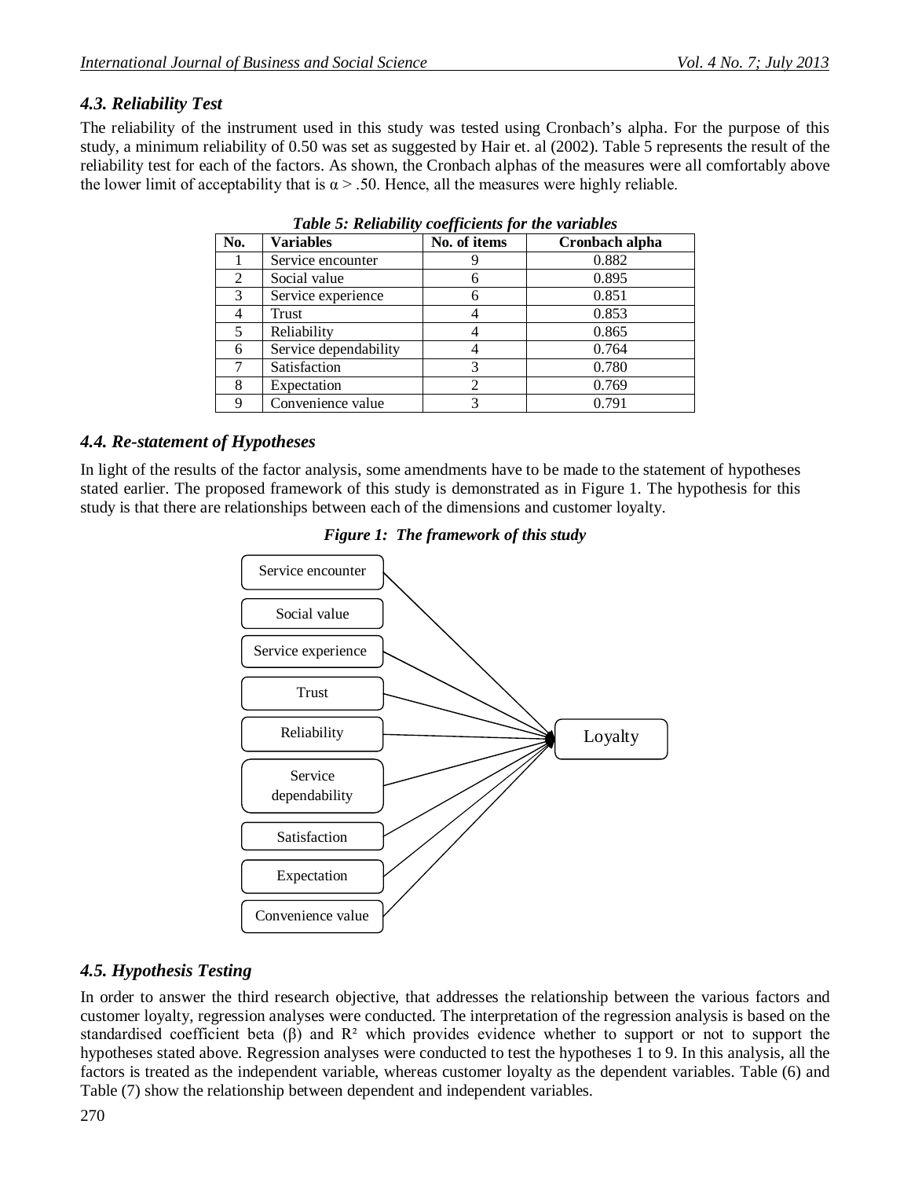### 4.3. Reliability Test

The reliability of the instrument used in this study was tested using Cronbach's alpha. For the purpose of this study, a minimum reliability of 0.50 was set as suggested by Hair et. al (2002). Table 5 represents the result of the reliability test for each of the factors. As shown, the Cronbach alphas of the measures were all comfortably above the lower limit of acceptability that is $\alpha > .50$. Hence, all the measures were highly reliable.

*Table 5: Reliability coefficients for the variables*

| No. | Variables | No. of items | Cronbach alpha |
|---|---|---|---|
| 1 | Service encounter | 9 | 0.882 |
| 2 | Social value | 6 | 0.895 |
| 3 | Service experience | 6 | 0.851 |
| 4 | Trust | 4 | 0.853 |
| 5 | Reliability | 4 | 0.865 |
| 6 | Service dependability | 4 | 0.764 |
| 7 | Satisfaction | 3 | 0.780 |
| 8 | Expectation | 2 | 0.769 |
| 9 | Convenience value | 3 | 0.791 |

### 4.4. Re-statement of Hypotheses

In light of the results of the factor analysis, some amendments have to be made to the statement of hypotheses stated earlier. The proposed framework of this study is demonstrated as in Figure 1. The hypothesis for this study is that there are relationships between each of the dimensions and customer loyalty.

*Figure 1: The framework of this study*

Service encounter, Social value, Service experience, Trust, Reliability, Service dependability, Satisfaction, Expectation, Convenience value → Loyalty

### 4.5. Hypothesis Testing

In order to answer the third research objective, that addresses the relationship between the various factors and customer loyalty, regression analyses were conducted. The interpretation of the regression analysis is based on the standardised coefficient beta (β) and $R^2$ which provides evidence whether to support or not to support the hypotheses stated above. Regression analyses were conducted to test the hypotheses 1 to 9. In this analysis, all the factors is treated as the independent variable, whereas customer loyalty as the dependent variables. Table (6) and Table (7) show the relationship between dependent and independent variables.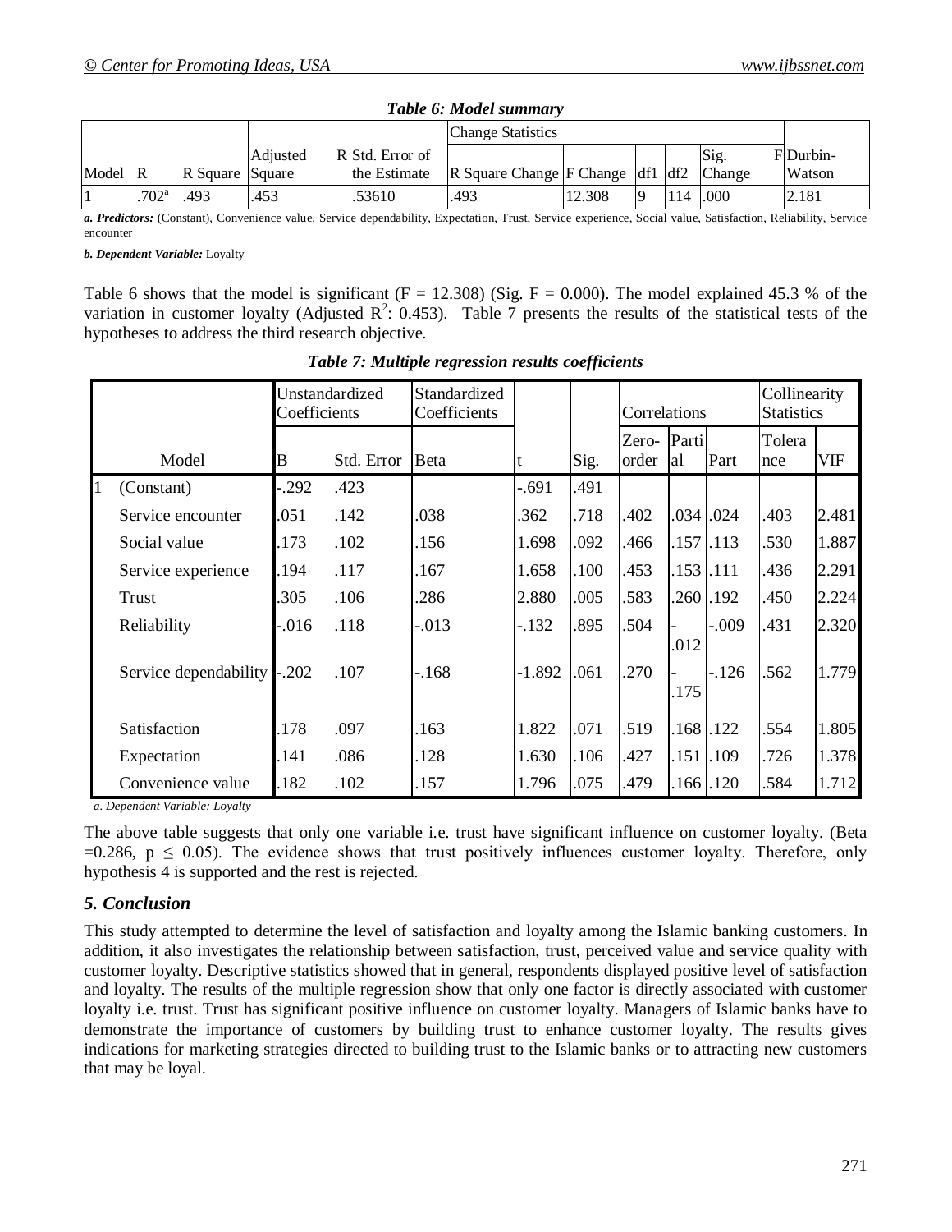*Table 6: Model summary*

| Model | R | R Square | Adjusted R Square | Std. Error of the Estimate | Change Statistics | | | | | Durbin-Watson |
|---|---|---|---|---|---|---|---|---|---|---|
| | | | | | R Square Change | F Change | df1 | df2 | Sig. F Change | |
| 1 | .702[a] | .493 | .453 | .53610 | .493 | 12.308 | 9 | 114 | .000 | 2.181 |

***a. Predictors:*** (Constant), Convenience value, Service dependability, Expectation, Trust, Service experience, Social value, Satisfaction, Reliability, Service encounter

***b. Dependent Variable:*** Loyalty

Table 6 shows that the model is significant (F = 12.308) (Sig. F = 0.000). The model explained 45.3 % of the variation in customer loyalty (Adjusted $R^2$: 0.453). Table 7 presents the results of the statistical tests of the hypotheses to address the third research objective.

*Table 7: Multiple regression results coefficients*

| Model | | Unstandardized Coefficients | | Standardized Coefficients | t | Sig. | Correlations | | | Collinearity Statistics | |
|---|---|---|---|---|---|---|---|---|---|---|---|
| | | B | Std. Error | Beta | | | Zero-order | Partial | Part | Tolerance | VIF |
| 1 | (Constant) | -.292 | .423 | | -.691 | .491 | | | | | |
| | Service encounter | .051 | .142 | .038 | .362 | .718 | .402 | .034 | .024 | .403 | 2.481 |
| | Social value | .173 | .102 | .156 | 1.698 | .092 | .466 | .157 | .113 | .530 | 1.887 |
| | Service experience | .194 | .117 | .167 | 1.658 | .100 | .453 | .153 | .111 | .436 | 2.291 |
| | Trust | .305 | .106 | .286 | 2.880 | .005 | .583 | .260 | .192 | .450 | 2.224 |
| | Reliability | -.016 | .118 | -.013 | -.132 | .895 | .504 | -.012 | -.009 | .431 | 2.320 |
| | Service dependability | -.202 | .107 | -.168 | -1.892 | .061 | .270 | -.175 | -.126 | .562 | 1.779 |
| | Satisfaction | .178 | .097 | .163 | 1.822 | .071 | .519 | .168 | .122 | .554 | 1.805 |
| | Expectation | .141 | .086 | .128 | 1.630 | .106 | .427 | .151 | .109 | .726 | 1.378 |
| | Convenience value | .182 | .102 | .157 | 1.796 | .075 | .479 | .166 | .120 | .584 | 1.712 |

*a. Dependent Variable: Loyalty*

The above table suggests that only one variable i.e. trust have significant influence on customer loyalty. (Beta =0.286, $p \leq 0.05$). The evidence shows that trust positively influences customer loyalty. Therefore, only hypothesis 4 is supported and the rest is rejected.

## *5. Conclusion*

This study attempted to determine the level of satisfaction and loyalty among the Islamic banking customers. In addition, it also investigates the relationship between satisfaction, trust, perceived value and service quality with customer loyalty. Descriptive statistics showed that in general, respondents displayed positive level of satisfaction and loyalty. The results of the multiple regression show that only one factor is directly associated with customer loyalty i.e. trust. Trust has significant positive influence on customer loyalty. Managers of Islamic banks have to demonstrate the importance of customers by building trust to enhance customer loyalty. The results gives indications for marketing strategies directed to building trust to the Islamic banks or to attracting new customers that may be loyal.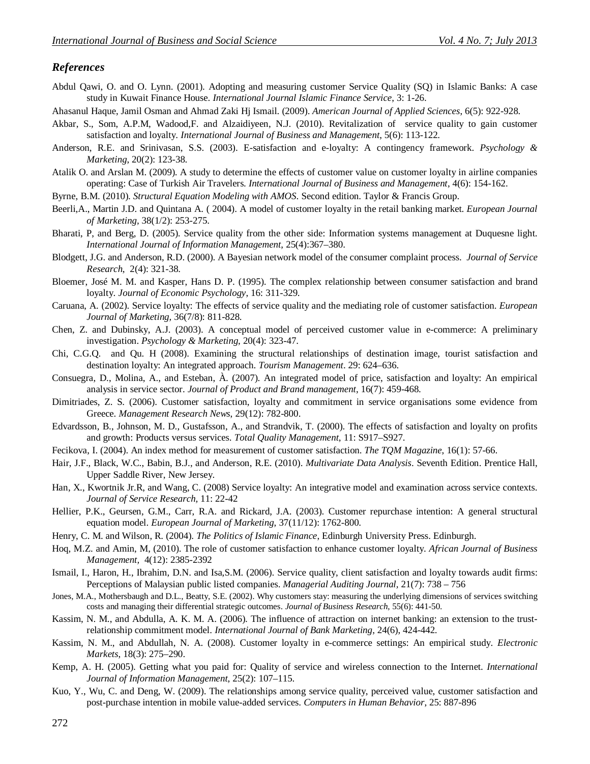## *References*

Abdul Qawi, O. and O. Lynn. (2001). Adopting and measuring customer Service Quality (SQ) in Islamic Banks: A case study in Kuwait Finance House. *International Journal Islamic Finance Service*, 3: 1-26.

Ahasanul Haque, Jamil Osman and Ahmad Zaki Hj Ismail. (2009). *American Journal of Applied Sciences*, 6(5): 922-928.

Akbar, S., Som, A.P.M, Wadood,F. and Alzaidiyeen, N.J. (2010). Revitalization of service quality to gain customer satisfaction and loyalty. *International Journal of Business and Management*, 5(6): 113-122.

Anderson, R.E. and Srinivasan, S.S. (2003). E-satisfaction and e-loyalty: A contingency framework. *Psychology & Marketing*, 20(2): 123-38.

Atalik O. and Arslan M. (2009). A study to determine the effects of customer value on customer loyalty in airline companies operating: Case of Turkish Air Travelers. *International Journal of Business and Management*, 4(6): 154-162.

Byrne, B.M. (2010). *Structural Equation Modeling with AMOS*. Second edition. Taylor & Francis Group.

Beerli,A., Martin J.D. and Quintana A. ( 2004). A model of customer loyalty in the retail banking market. *European Journal of Marketing,* 38(1/2): 253-275.

Bharati, P, and Berg, D. (2005). Service quality from the other side: Information systems management at Duquesne light. *International Journal of Information Management,* 25(4):367–380.

Blodgett, J.G. and Anderson, R.D. (2000). A Bayesian network model of the consumer complaint process. *Journal of Service Research*, 2(4): 321-38.

Bloemer, José M. M. and Kasper, Hans D. P. (1995). The complex relationship between consumer satisfaction and brand loyalty. *Journal of Economic Psychology*, 16: 311-329.

Caruana, A. (2002). Service loyalty: The effects of service quality and the mediating role of customer satisfaction. *European Journal of Marketing,* 36(7/8): 811-828.

Chen, Z. and Dubinsky, A.J. (2003). A conceptual model of perceived customer value in e-commerce: A preliminary investigation. *Psychology & Marketing*, 20(4): 323-47.

Chi, C.G.Q. and Qu. H (2008). Examining the structural relationships of destination image, tourist satisfaction and destination loyalty: An integrated approach. *Tourism Management*. 29: 624–636.

Consuegra, D., Molina, A., and Esteban, À. (2007). An integrated model of price, satisfaction and loyalty: An empirical analysis in service sector. *Journal of Product and Brand management*, 16(7): 459-468.

Dimitriades, Z. S. (2006). Customer satisfaction, loyalty and commitment in service organisations some evidence from Greece. *Management Research News*, 29(12): 782-800.

Edvardsson, B., Johnson, M. D., Gustafsson, A., and Strandvik, T. (2000). The effects of satisfaction and loyalty on profits and growth: Products versus services. *Total Quality Management*, 11: S917–S927.

Fecikova, I. (2004). An index method for measurement of customer satisfaction. *The TQM Magazine*, 16(1): 57-66.

Hair, J.F., Black, W.C., Babin, B.J., and Anderson, R.E. (2010). *Multivariate Data Analysis*. Seventh Edition. Prentice Hall, Upper Saddle River, New Jersey.

Han, X., Kwortnik Jr.R, and Wang, C. (2008) Service loyalty: An integrative model and examination across service contexts. *Journal of Service Research,* 11: 22-42

Hellier, P.K., Geursen, G.M., Carr, R.A. and Rickard, J.A. (2003). Customer repurchase intention: A general structural equation model. *European Journal of Marketing,* 37(11/12): 1762-800.

Henry, C. M. and Wilson, R. (2004). *The Politics of Islamic Finance,* Edinburgh University Press. Edinburgh.

Hoq, M.Z. and Amin, M, (2010). The role of customer satisfaction to enhance customer loyalty. *African Journal of Business Management,* 4(12): 2385-2392

Ismail, I., Haron, H., Ibrahim, D.N. and Isa,S.M. (2006). Service quality, client satisfaction and loyalty towards audit firms: Perceptions of Malaysian public listed companies. *Managerial Auditing Journal,* 21(7): 738 – 756

Jones, M.A., Mothersbaugh and D.L., Beatty, S.E. (2002). Why customers stay: measuring the underlying dimensions of services switching costs and managing their differential strategic outcomes. *Journal of Business Research*, 55(6): 441-50.

Kassim, N. M., and Abdulla, A. K. M. A. (2006). The influence of attraction on internet banking: an extension to the trust-relationship commitment model. *International Journal of Bank Marketing*, 24(6), 424-442.

Kassim, N. M., and Abdullah, N. A. (2008). Customer loyalty in e-commerce settings: An empirical study. *Electronic Markets*, 18(3): 275–290.

Kemp, A. H. (2005). Getting what you paid for: Quality of service and wireless connection to the Internet. *International Journal of Information Management*, 25(2): 107–115.

Kuo, Y., Wu, C. and Deng, W. (2009). The relationships among service quality, perceived value, customer satisfaction and post-purchase intention in mobile value-added services. *Computers in Human Behavior,* 25: 887-896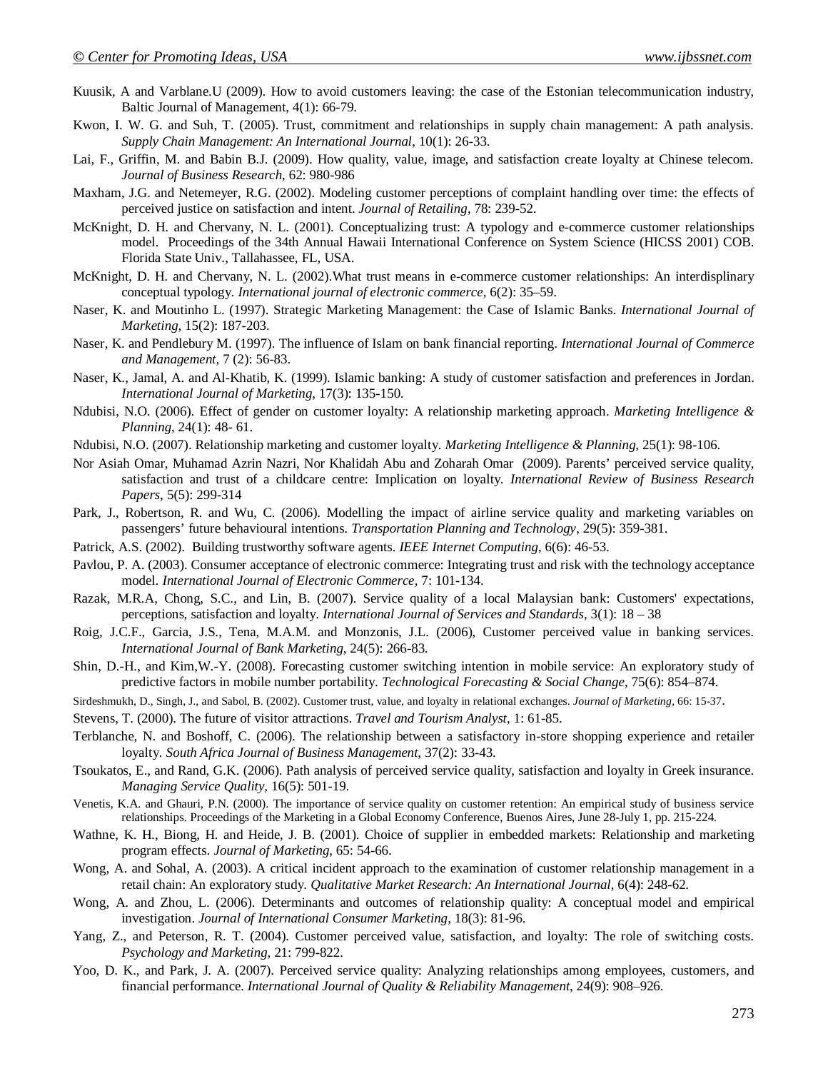Kuusik, A and Varblane.U (2009). How to avoid customers leaving: the case of the Estonian telecommunication industry, Baltic Journal of Management, 4(1): 66-79.

Kwon, I. W. G. and Suh, T. (2005). Trust, commitment and relationships in supply chain management: A path analysis. *Supply Chain Management: An International Journal*, 10(1): 26-33.

Lai, F., Griffin, M. and Babin B.J. (2009). How quality, value, image, and satisfaction create loyalty at Chinese telecom. *Journal of Business Research*, 62: 980-986

Maxham, J.G. and Netemeyer, R.G. (2002). Modeling customer perceptions of complaint handling over time: the effects of perceived justice on satisfaction and intent. *Journal of Retailing*, 78: 239-52.

McKnight, D. H. and Chervany, N. L. (2001). Conceptualizing trust: A typology and e-commerce customer relationships model. Proceedings of the 34th Annual Hawaii International Conference on System Science (HICSS 2001) COB. Florida State Univ., Tallahassee, FL, USA.

McKnight, D. H. and Chervany, N. L. (2002).What trust means in e-commerce customer relationships: An interdisplinary conceptual typology. *International journal of electronic commerce*, 6(2): 35–59.

Naser, K. and Moutinho L. (1997). Strategic Marketing Management: the Case of Islamic Banks. *International Journal of Marketing*, 15(2): 187-203.

Naser, K. and Pendlebury M. (1997). The influence of Islam on bank financial reporting. *International Journal of Commerce and Management*, 7 (2): 56-83.

Naser, K., Jamal, A. and Al-Khatib, K. (1999). Islamic banking: A study of customer satisfaction and preferences in Jordan. *International Journal of Marketing*, 17(3): 135-150.

Ndubisi, N.O. (2006). Effect of gender on customer loyalty: A relationship marketing approach. *Marketing Intelligence & Planning*, 24(1): 48- 61.

Ndubisi, N.O. (2007). Relationship marketing and customer loyalty. *Marketing Intelligence & Planning*, 25(1): 98-106.

Nor Asiah Omar, Muhamad Azrin Nazri, Nor Khalidah Abu and Zoharah Omar (2009). Parents' perceived service quality, satisfaction and trust of a childcare centre: Implication on loyalty. *International Review of Business Research Papers*, 5(5): 299-314

Park, J., Robertson, R. and Wu, C. (2006). Modelling the impact of airline service quality and marketing variables on passengers' future behavioural intentions. *Transportation Planning and Technology*, 29(5): 359-381.

Patrick, A.S. (2002). Building trustworthy software agents. *IEEE Internet Computing*, 6(6): 46-53.

Pavlou, P. A. (2003). Consumer acceptance of electronic commerce: Integrating trust and risk with the technology acceptance model. *International Journal of Electronic Commerce*, 7: 101-134.

Razak, M.R.A, Chong, S.C., and Lin, B. (2007). Service quality of a local Malaysian bank: Customers' expectations, perceptions, satisfaction and loyalty. *International Journal of Services and Standards*, 3(1): 18 – 38

Roig, J.C.F., Garcia, J.S., Tena, M.A.M. and Monzonis, J.L. (2006), Customer perceived value in banking services. *International Journal of Bank Marketing*, 24(5): 266-83.

Shin, D.-H., and Kim,W.-Y. (2008). Forecasting customer switching intention in mobile service: An exploratory study of predictive factors in mobile number portability. *Technological Forecasting & Social Change*, 75(6): 854–874.

Sirdeshmukh, D., Singh, J., and Sabol, B. (2002). Customer trust, value, and loyalty in relational exchanges. *Journal of Marketing*, 66: 15-37.

Stevens, T. (2000). The future of visitor attractions. *Travel and Tourism Analyst*, 1: 61-85.

Terblanche, N. and Boshoff, C. (2006). The relationship between a satisfactory in-store shopping experience and retailer loyalty. *South Africa Journal of Business Management*, 37(2): 33-43.

Tsoukatos, E., and Rand, G.K. (2006). Path analysis of perceived service quality, satisfaction and loyalty in Greek insurance. *Managing Service Quality*, 16(5): 501-19.

Venetis, K.A. and Ghauri, P.N. (2000). The importance of service quality on customer retention: An empirical study of business service relationships. Proceedings of the Marketing in a Global Economy Conference, Buenos Aires, June 28-July 1, pp. 215-224.

Wathne, K. H., Biong, H. and Heide, J. B. (2001). Choice of supplier in embedded markets: Relationship and marketing program effects. *Journal of Marketing*, 65: 54-66.

Wong, A. and Sohal, A. (2003). A critical incident approach to the examination of customer relationship management in a retail chain: An exploratory study. *Qualitative Market Research: An International Journal*, 6(4): 248-62.

Wong, A. and Zhou, L. (2006). Determinants and outcomes of relationship quality: A conceptual model and empirical investigation. *Journal of International Consumer Marketing*, 18(3): 81-96.

Yang, Z., and Peterson, R. T. (2004). Customer perceived value, satisfaction, and loyalty: The role of switching costs. *Psychology and Marketing*, 21: 799-822.

Yoo, D. K., and Park, J. A. (2007). Perceived service quality: Analyzing relationships among employees, customers, and financial performance. *International Journal of Quality & Reliability Management*, 24(9): 908–926.